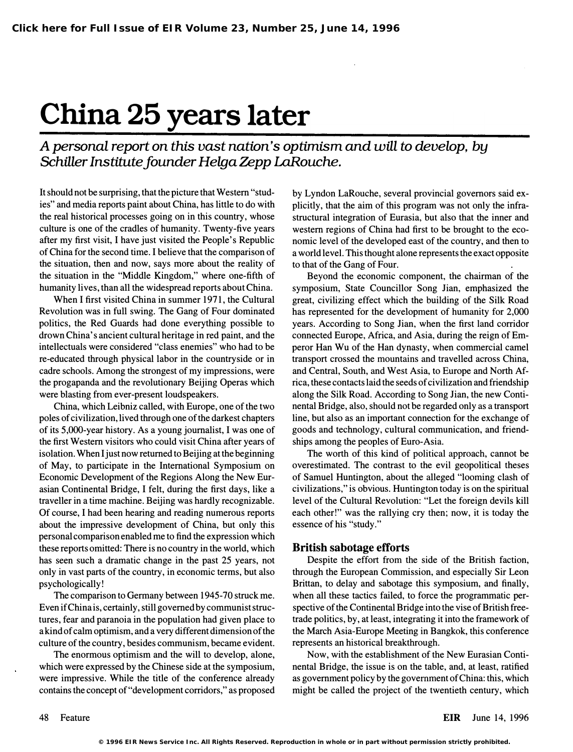# China 25 years later

*A personal report on this vast nation's optimism and will to develop, by Schiller Institute founder Helga Zepp LaRouche.*

It should not be surprising, that the picture that Western "studies" and media reports paint about China, has little to do with the real historical processes going on in this country, whose culture is one of the cradles of humanity. Twenty-five years after my first visit, I have just visited the People's Republic of China for the second time. I believe that the comparison of the situation, then and now, says more about the reality of the situation in the "Middle Kingdom," where one-fifth of humanity lives, than all the widespread reports about China.

When I first visited China in summer 1971, the Cultural Revolution was in full swing. The Gang of Four dominated politics, the Red Guards had done everything possible to drown China's ancient cultural heritage in red paint, and the intellectuals were considered "class enemies" who had to be re-educated through physical labor in the countryside or in cadre schools. Among the strongest of my impressions, were the progapanda and the revolutionary Beijing Operas which were blasting from ever-present loudspeakers.

China, which Leibniz called, with Europe, one of the two poles of civilization, lived through one of the darkest chapters of its 5,000-year history. As a young journalist, I was one of the first Western visitors who could visit China after years of isolation. When I just now returned to Beijing at the beginning of May, to participate in the International Symposium on Economic Development of the Regions Along the New Eurasian Continental Bridge, I felt, during the first days, like a traveller in a time machine. Beijing was hardly recognizable. Of course, I had been hearing and reading numerous reports about the impressive development of China, but only this personal comparison enabled me to find the expression which these reports omitted: There is no country in the world, which has seen such a dramatic change in the past 25 years, not only in vast parts of the country, in economic terms, but also psychologically!

The comparison to Germany between 1945-70 struck me. Even if China is, certainly, still governed by communist structures, fear and paranoia in the population had given place to a kind of calm optimism, and a very different dimension of the culture of the country, besides communism, became evident.

The enormous optimism and the will to develop, alone, which were expressed by the Chinese side at the symposium, were impressive. While the title of the conference already contains the concept of "development corridors," as proposed by Lyndon LaRouche, several provincial governors said explicitly, that the aim of this program was not only the infrastructural integration of Eurasia, but also that the inner and western regions of China had first to be brought to the economic level of the developed east of the country, and then to a world level. This thought alone represents the exact opposite to that of the Gang of Four.

Beyond the economic component, the chairman of the symposium, State Councillor Song Jian, emphasized the great, civilizing effect which the building of the Silk Road has represented for the development of humanity for 2,000 years. According to Song Jian, when the first land corridor connected Europe, Africa, and Asia, during the reign of Emperor Han Wu of the Han dynasty, when commercial camel transport crossed the mountains and travelled across China, and Central, South, and West Asia, to Europe and North Africa, these contacts laid the seeds of civilization and friendship along the Silk Road. According to Song Jian, the new Continental Bridge, also, should not be regarded only as a transport line, but also as an important connection for the exchange of goods and technology, cultural communication, and friendships among the peoples of Euro-Asia.

The worth of this kind of political approach, cannot be overestimated. The contrast to the evil geopolitical theses of Samuel Huntington, about the alleged "looming clash of civilizations," is obvious. Huntington today is on the spiritual level of the Cultural Revolution: "Let the foreign devils kill each other!" was the rallying cry then; now, it is today the essence of his "study."

## British sabotage efforts

Despite the effort from the side of the British faction, through the European Commission, and especially Sir Leon Brittan, to delay and sabotage this symposium, and finally, when all these tactics failed, to force the programmatic perspective of the Continental Bridge into the vise of British free-trade politics, by, at least, integrating it into the framework of the March Asia-Europe Meeting in Bangkok, this conference represents an historical breakthrough.

Now, with the establishment of the New Eurasian Continental Bridge, the issue is on the table, and, at least, ratified as government policy by the government of China: this, which might be called the project of the twentieth century, which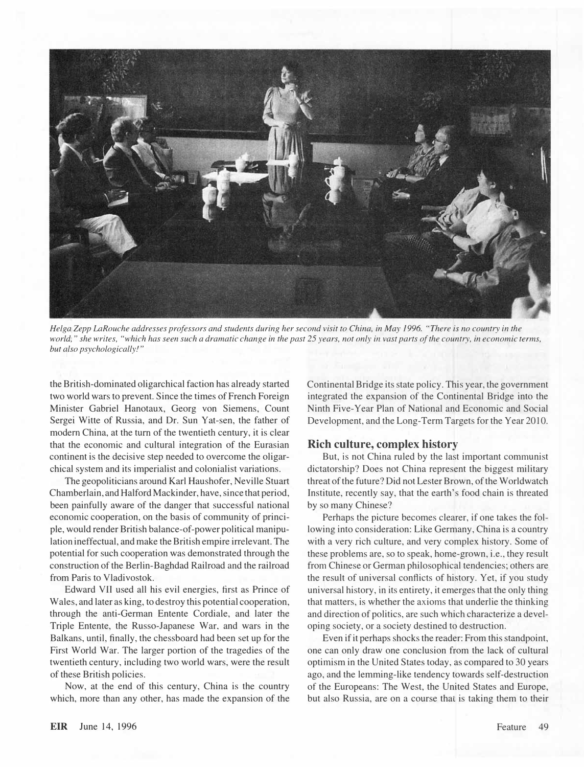*Helga Zepp LaRouche addresses professors and students during her second visit to China, in May 1996. "There is no country in the world," she writes, "which has seen such a dramatic change in the past 25 years, not only in vast parts of the country, in economic terms, but also psychologically!"*

the British-dominated oligarchical faction has already started two world wars to prevent. Since the times of French Foreign Minister Gabriel Hanotaux, Georg von Siemens, Count Sergei Witte of Russia, and Dr. Sun Yat-sen, the father of modern China, at the turn of the twentieth century, it is clear that the economic and cultural integration of the Eurasian continent is the decisive step needed to overcome the oligarchical system and its imperialist and colonialist variations.

The geopoliticians around Karl Haushofer, Neville Stuart Chamberlain, and Halford Mackinder, have, since that period, been painfully aware of the danger that successful national economic cooperation, on the basis of community of principle, would render British balance-of-power political manipulation ineffectual, and make the British empire irrelevant. The potential for such cooperation was demonstrated through the construction of the Berlin-Baghdad Railroad and the railroad from Paris to Vladivostok.

Edward VII used all his evil energies, first as Prince of Wales, and later as king, to destroy this potential cooperation, through the anti-German Entente Cordiale, and later the Triple Entente, the Russo-Japanese War, and wars in the Balkans, until, finally, the chessboard had been set up for the First World War. The larger portion of the tragedies of the twentieth century, including two world wars, were the result of these British policies.

Now, at the end of this century, China is the country which, more than any other, has made the expansion of the Continental Bridge its state policy. This year, the government integrated the expansion of the Continental Bridge into the Ninth Five-Year Plan of National and Economic and Social Development, and the Long-Term Targets for the Year 2010.

## Rich culture, complex history

But, is not China ruled by the last important communist dictatorship? Does not China represent the biggest military threat of the future? Did not Lester Brown, of the Worldwatch Institute, recently say, that the earth's food chain is threated by so many Chinese?

Perhaps the picture becomes clearer, if one takes the following into consideration: Like Germany, China is a country with a very rich culture, and very complex history. Some of these problems are, so to speak, home-grown, i.e., they result from Chinese or German philosophical tendencies; others are the result of universal conflicts of history. Yet, if you study universal history, in its entirety, it emerges that the only thing that matters, is whether the axioms that underlie the thinking and direction of politics, are such which characterize a developing society, or a society destined to destruction.

Even if it perhaps shocks the reader: From this standpoint, one can only draw one conclusion from the lack of cultural optimism in the United States today, as compared to 30 years ago, and the lemming-like tendency towards self-destruction of the Europeans: The West, the United States and Europe, but also Russia, are on a course that is taking them to their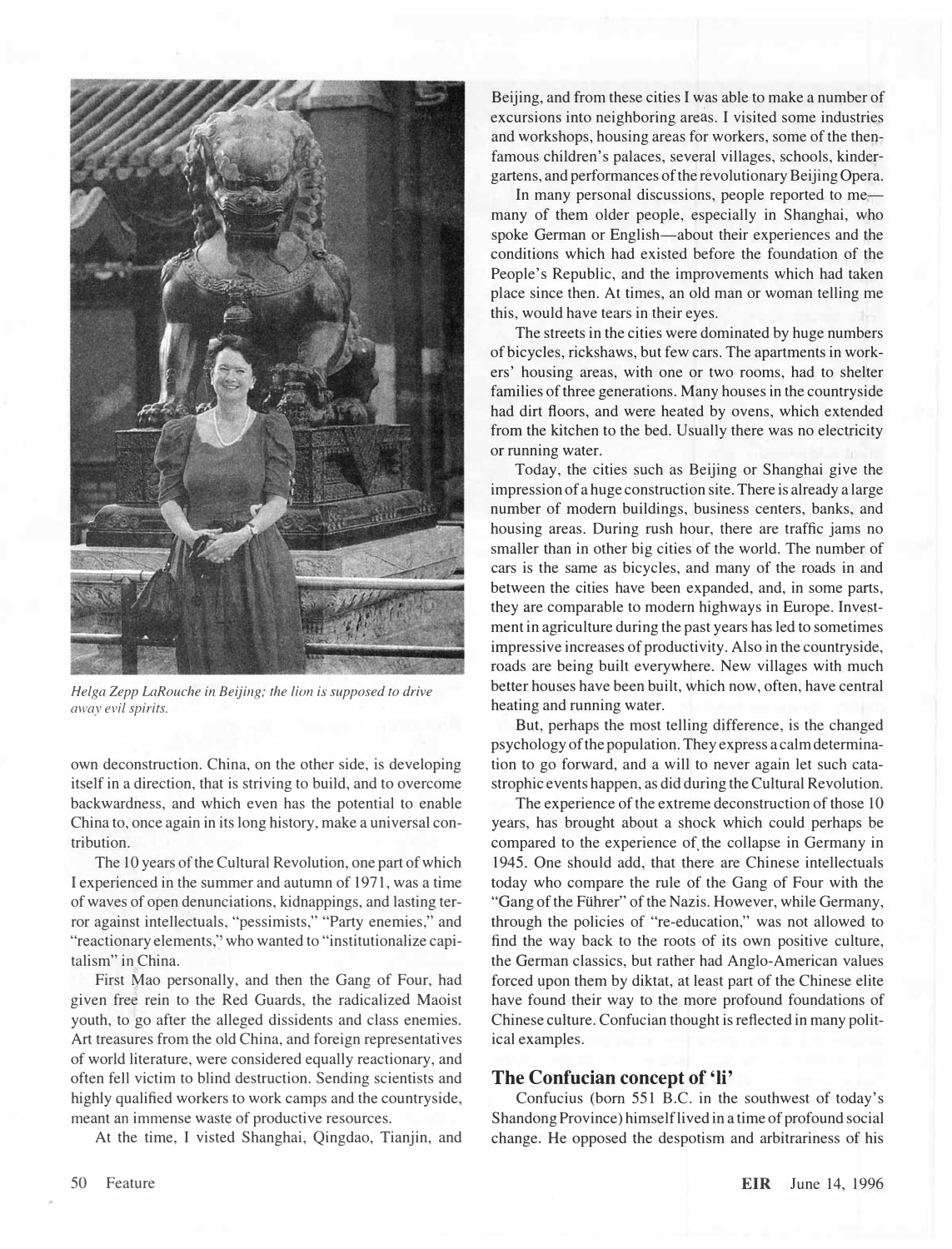*Helga Zepp LaRouche in Beijing; the lion is supposed to drive away evil spirits.*

own deconstruction. China, on the other side, is developing itself in a direction, that is striving to build, and to overcome backwardness, and which even has the potential to enable China to, once again in its long history, make a universal contribution.

The 10 years of the Cultural Revolution, one part of which I experienced in the summer and autumn of 1971, was a time of waves of open denunciations, kidnappings, and lasting terror against intellectuals, "pessimists," "Party enemies," and "reactionary elements," who wanted to "institutionalize capitalism" in China.

First Mao personally, and then the Gang of Four, had given free rein to the Red Guards, the radicalized Maoist youth, to go after the alleged dissidents and class enemies. Art treasures from the old China, and foreign representatives of world literature, were considered equally reactionary, and often fell victim to blind destruction. Sending scientists and highly qualified workers to work camps and the countryside, meant an immense waste of productive resources.

At the time, I visted Shanghai, Qingdao, Tianjin, and Beijing, and from these cities I was able to make a number of excursions into neighboring areas. I visited some industries and workshops, housing areas for workers, some of the then-famous children's palaces, several villages, schools, kindergartens, and performances of the revolutionary Beijing Opera.

In many personal discussions, people reported to me—many of them older people, especially in Shanghai, who spoke German or English—about their experiences and the conditions which had existed before the foundation of the People's Republic, and the improvements which had taken place since then. At times, an old man or woman telling me this, would have tears in their eyes.

The streets in the cities were dominated by huge numbers of bicycles, rickshaws, but few cars. The apartments in workers' housing areas, with one or two rooms, had to shelter families of three generations. Many houses in the countryside had dirt floors, and were heated by ovens, which extended from the kitchen to the bed. Usually there was no electricity or running water.

Today, the cities such as Beijing or Shanghai give the impression of a huge construction site. There is already a large number of modern buildings, business centers, banks, and housing areas. During rush hour, there are traffic jams no smaller than in other big cities of the world. The number of cars is the same as bicycles, and many of the roads in and between the cities have been expanded, and, in some parts, they are comparable to modern highways in Europe. Investment in agriculture during the past years has led to sometimes impressive increases of productivity. Also in the countryside, roads are being built everywhere. New villages with much better houses have been built, which now, often, have central heating and running water.

But, perhaps the most telling difference, is the changed psychology of the population. They express a calm determination to go forward, and a will to never again let such catastrophic events happen, as did during the Cultural Revolution.

The experience of the extreme deconstruction of those 10 years, has brought about a shock which could perhaps be compared to the experience of the collapse in Germany in 1945. One should add, that there are Chinese intellectuals today who compare the rule of the Gang of Four with the "Gang of the Führer" of the Nazis. However, while Germany, through the policies of "re-education," was not allowed to find the way back to the roots of its own positive culture, the German classics, but rather had Anglo-American values forced upon them by diktat, at least part of the Chinese elite have found their way to the more profound foundations of Chinese culture. Confucian thought is reflected in many political examples.

## The Confucian concept of 'li'

Confucius (born 551 B.C. in the southwest of today's Shandong Province) himself lived in a time of profound social change. He opposed the despotism and arbitrariness of his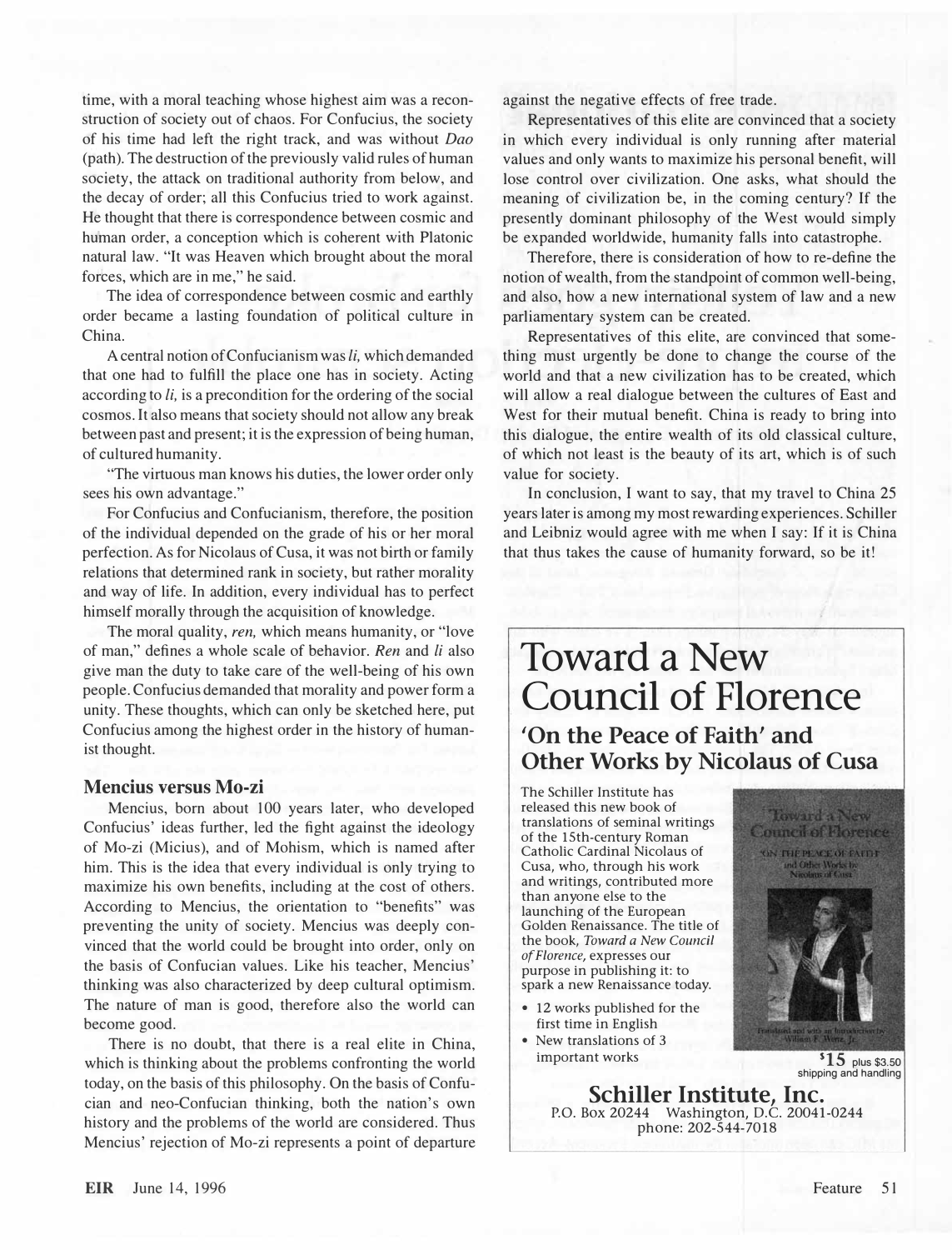time, with a moral teaching whose highest aim was a reconstruction of society out of chaos. For Confucius, the society of his time had left the right track, and was without *Dao* (path). The destruction of the previously valid rules of human society, the attack on traditional authority from below, and the decay of order; all this Confucius tried to work against. He thought that there is correspondence between cosmic and human order, a conception which is coherent with Platonic natural law. "It was Heaven which brought about the moral forces, which are in me," he said.

The idea of correspondence between cosmic and earthly order became a lasting foundation of political culture in China.

A central notion of Confucianism was *li,* which demanded that one had to fulfill the place one has in society. Acting according to *li,* is a precondition for the ordering of the social cosmos. It also means that society should not allow any break between past and present; it is the expression of being human, of cultured humanity.

"The virtuous man knows his duties, the lower order only sees his own advantage."

For Confucius and Confucianism, therefore, the position of the individual depended on the grade of his or her moral perfection. As for Nicolaus of Cusa, it was not birth or family relations that determined rank in society, but rather morality and way of life. In addition, every individual has to perfect himself morally through the acquisition of knowledge.

The moral quality, *ren,* which means humanity, or "love of man," defines a whole scale of behavior. *Ren* and *li* also give man the duty to take care of the well-being of his own people. Confucius demanded that morality and power form a unity. These thoughts, which can only be sketched here, put Confucius among the highest order in the history of humanist thought.

### Mencius versus Mo-zi

Mencius, born about 100 years later, who developed Confucius' ideas further, led the fight against the ideology of Mo-zi (Micius), and of Mohism, which is named after him. This is the idea that every individual is only trying to maximize his own benefits, including at the cost of others. According to Mencius, the orientation to "benefits" was preventing the unity of society. Mencius was deeply convinced that the world could be brought into order, only on the basis of Confucian values. Like his teacher, Mencius' thinking was also characterized by deep cultural optimism. The nature of man is good, therefore also the world can become good.

There is no doubt, that there is a real elite in China, which is thinking about the problems confronting the world today, on the basis of this philosophy. On the basis of Confucian and neo-Confucian thinking, both the nation's own history and the problems of the world are considered. Thus Mencius' rejection of Mo-zi represents a point of departure against the negative effects of free trade.

Representatives of this elite are convinced that a society in which every individual is only running after material values and only wants to maximize his personal benefit, will lose control over civilization. One asks, what should the meaning of civilization be, in the coming century? If the presently dominant philosophy of the West would simply be expanded worldwide, humanity falls into catastrophe.

Therefore, there is consideration of how to re-define the notion of wealth, from the standpoint of common well-being, and also, how a new international system of law and a new parliamentary system can be created.

Representatives of this elite, are convinced that something must urgently be done to change the course of the world and that a new civilization has to be created, which will allow a real dialogue between the cultures of East and West for their mutual benefit. China is ready to bring into this dialogue, the entire wealth of its old classical culture, of which not least is the beauty of its art, which is of such value for society.

In conclusion, I want to say, that my travel to China 25 years later is among my most rewarding experiences. Schiller and Leibniz would agree with me when I say: If it is China that thus takes the cause of humanity forward, so be it!

---

# Toward a New Council of Florence

## 'On the Peace of Faith' and Other Works by Nicolaus of Cusa

The Schiller Institute has released this new book of translations of seminal writings of the 15th-century Roman Catholic Cardinal Nicolaus of Cusa, who, through his work and writings, contributed more than anyone else to the launching of the European Golden Renaissance. The title of the book, *Toward a New Council of Florence,* expresses our purpose in publishing it: to spark a new Renaissance today.

- 12 works published for the first time in English
- New translations of 3 important works

$15 plus $3.50 shipping and handling

**Schiller Institute, Inc.**
P.O. Box 20244 Washington, D.C. 20041-0244
phone: 202-544-7018